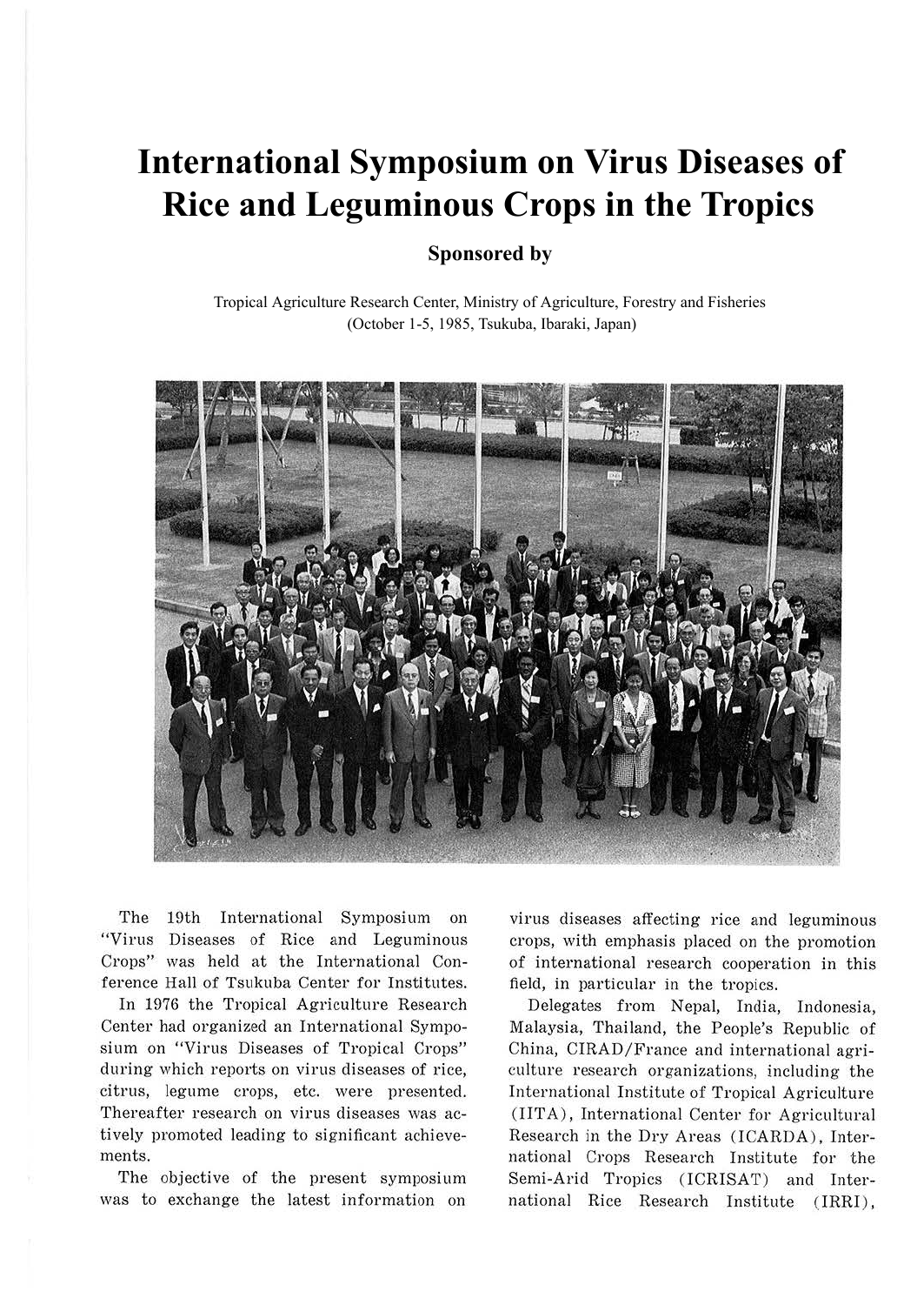# International Symposium on Virus Diseases of Rice and Leguminous Crops in the Tropics

**Sponsored by**

Tropical Agriculture Research Center, Ministry of Agriculture, Forestry and Fisheries
(October 1-5, 1985, Tsukuba, Ibaraki, Japan)

The 19th International Symposium on "Virus Diseases of Rice and Leguminous Crops" was held at the International Conference Hall of Tsukuba Center for Institutes.

In 1976 the Tropical Agriculture Research Center had organized an International Symposium on "Virus Diseases of Tropical Crops" during which reports on virus diseases of rice, citrus, legume crops, etc. were presented. Thereafter research on virus diseases was actively promoted leading to significant achievements.

The objective of the present symposium was to exchange the latest information on virus diseases affecting rice and leguminous crops, with emphasis placed on the promotion of international research cooperation in this field, in particular in the tropics.

Delegates from Nepal, India, Indonesia, Malaysia, Thailand, the People's Republic of China, CIRAD/France and international agriculture research organizations, including the International Institute of Tropical Agriculture (IITA), International Center for Agricultural Research in the Dry Areas (ICARDA), International Crops Research Institute for the Semi-Arid Tropics (ICRISAT) and International Rice Research Institute (IRRI),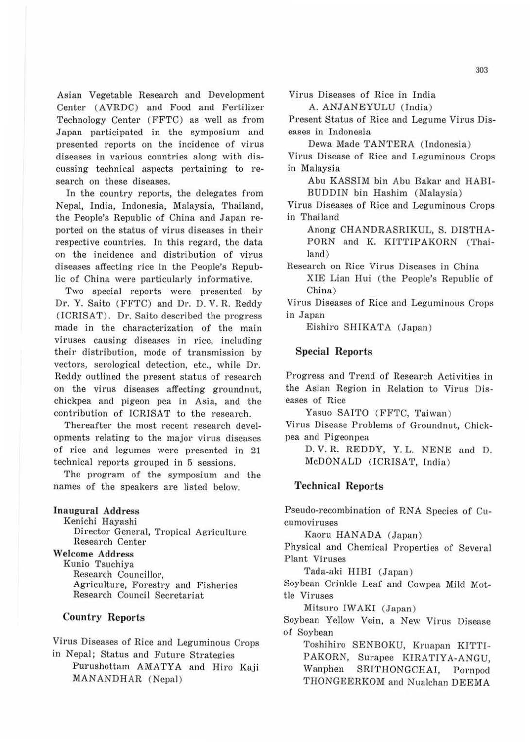Asian Vegetable Research and Development Center (AVRDC) and Food and Fertilizer Technology Center (FFTC) as well as from Japan participated in the symposium and presented reports on the incidence of virus diseases in various countries along with discussing technical aspects pertaining to research on these diseases.

In the country reports, the delegates from Nepal, India, Indonesia, Malaysia, Thailand, the People's Republic of China and Japan reported on the status of virus diseases in their respective countries. In this regard, the data on the incidence and distribution of virus diseases affecting rice in the People's Republic of China were particularly informative.

Two special reports were presented by Dr. Y. Saito (FFTC) and Dr. D. V. R. Reddy (ICRISAT). Dr. Saito described the progress made in the characterization of the main viruses causing diseases in rice, including their distribution, mode of transmission by vectors, serological detection, etc., while Dr. Reddy outlined the present status of research on the virus diseases affecting groundnut, chickpea and pigeon pea in Asia, and the contribution of ICRISAT to the research.

Thereafter the most recent research developments relating to the major virus diseases of rice and legumes were presented in 21 technical reports grouped in 5 sessions.

The program of the symposium and the names of the speakers are listed below.

**Inaugural Address**
Kenichi Hayashi
Director General, Tropical Agriculture Research Center

**Welcome Address**
Kunio Tsuchiya
Research Councillor,
Agriculture, Forestry and Fisheries Research Council Secretariat

## Country Reports

Virus Diseases of Rice and Leguminous Crops in Nepal; Status and Future Strategies
Purushottam AMATYA and Hiro Kaji MANANDHAR (Nepal)

Virus Diseases of Rice in India
A. ANJANEYULU (India)

Present Status of Rice and Legume Virus Diseases in Indonesia
Dewa Made TANTERA (Indonesia)

Virus Disease of Rice and Leguminous Crops in Malaysia
Abu KASSIM bin Abu Bakar and HABIBUDDIN bin Hashim (Malaysia)

Virus Diseases of Rice and Leguminous Crops in Thailand
Anong CHANDRASRIKUL, S. DISTHAPORN and K. KITTIPAKORN (Thailand)

Research on Rice Virus Diseases in China
XIE Lian Hui (the People's Republic of China)

Virus Diseases of Rice and Leguminous Crops in Japan
Eishiro SHIKATA (Japan)

## Special Reports

Progress and Trend of Research Activities in the Asian Region in Relation to Virus Diseases of Rice
Yasuo SAITO (FFTC, Taiwan)

Virus Disease Problems of Groundnut, Chickpea and Pigeonpea
D. V. R. REDDY, Y. L. NENE and D. McDONALD (ICRISAT, India)

## Technical Reports

Pseudo-recombination of RNA Species of Cucumoviruses
Kaoru HANADA (Japan)

Physical and Chemical Properties of Several Plant Viruses
Tada-aki HIBI (Japan)

Soybean Crinkle Leaf and Cowpea Mild Mottle Viruses
Mitsuro IWAKI (Japan)

Soybean Yellow Vein, a New Virus Disease of Soybean
Toshihiro SENBOKU, Kruapan KITTIPAKORN, Surapee KIRATIYA-ANGU, Wanphen SRITHONGCHAI, Pornpod THONGEERKOM and Nualchan DEEMA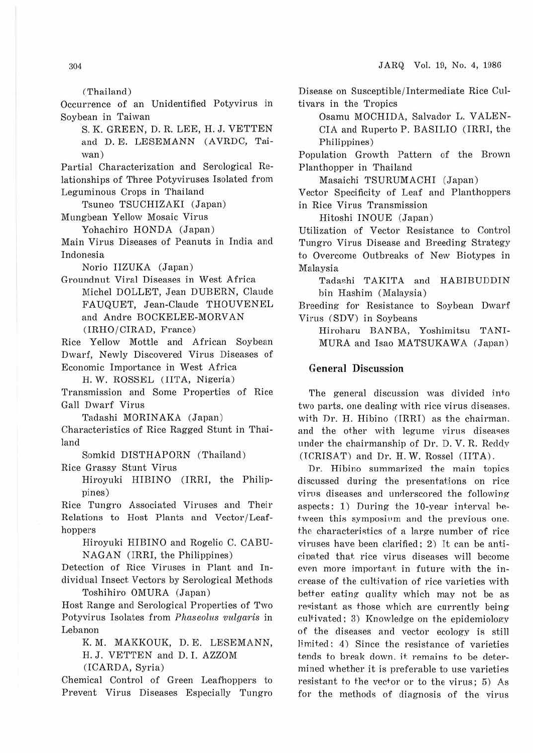(Thailand)

Occurrence of an Unidentified Potyvirus in Soybean in Taiwan

S. K. GREEN, D. R. LEE, H. J. VETTEN and D. E. LESEMANN (AVRDC, Taiwan)

Partial Characterization and Serological Relationships of Three Potyviruses Isolated from Leguminous Crops in Thailand

Tsuneo TSUCHIZAKI (Japan)

Mungbean Yellow Mosaic Virus

Yohachiro HONDA (Japan)

Main Virus Diseases of Peanuts in India and Indonesia

Norio IIZUKA (Japan)

Groundnut Viral Diseases in West Africa

Michel DOLLET, Jean DUBERN, Claude FAUQUET, Jean-Claude THOUVENEL and Andre BOCKELEE-MORVAN (IRHO/CIRAD, France)

Rice Yellow Mottle and African Soybean Dwarf, Newly Discovered Virus Diseases of Economic Importance in West Africa

H. W. ROSSEL (IITA, Nigeria)

Transmission and Some Properties of Rice Gall Dwarf Virus

Tadashi MORINAKA (Japan)

Characteristics of Rice Ragged Stunt in Thailand

Somkid DISTHAPORN (Thailand)

Rice Grassy Stunt Virus

Hiroyuki HIBINO (IRRI, the Philippines)

Rice Tungro Associated Viruses and Their Relations to Host Plants and Vector/Leafhoppers

Hiroyuki HIBINO and Rogelio C. CABUNAGAN (IRRI, the Philippines)

Detection of Rice Viruses in Plant and Individual Insect Vectors by Serological Methods

Toshihiro OMURA (Japan)

Host Range and Serological Properties of Two Potyvirus Isolates from *Phaseolus vulgaris* in Lebanon

K. M. MAKKOUK, D. E. LESEMANN, H. J. VETTEN and D. I. AZZOM (ICARDA, Syria)

Chemical Control of Green Leafhoppers to Prevent Virus Diseases Especially Tungro Disease on Susceptible/Intermediate Rice Cultivars in the Tropics

Osamu MOCHIDA, Salvador L. VALENCIA and Ruperto P. BASILIO (IRRI, the Philippines)

Population Growth Pattern of the Brown Planthopper in Thailand

Masaichi TSURUMACHI (Japan)

Vector Specificity of Leaf and Planthoppers in Rice Virus Transmission

Hitoshi INOUE (Japan)

Utilization of Vector Resistance to Control Tungro Virus Disease and Breeding Strategy to Overcome Outbreaks of New Biotypes in Malaysia

Tadashi TAKITA and HABIBUDDIN bin Hashim (Malaysia)

Breeding for Resistance to Soybean Dwarf Virus (SDV) in Soybeans

Hiroharu BANBA, Yoshimitsu TANIMURA and Isao MATSUKAWA (Japan)

## General Discussion

The general discussion was divided into two parts, one dealing with rice virus diseases, with Dr. H. Hibino (IRRI) as the chairman, and the other with legume virus diseases under the chairmanship of Dr. D. V. R. Reddy (ICRISAT) and Dr. H. W. Rossel (IITA).

Dr. Hibino summarized the main topics discussed during the presentations on rice virus diseases and underscored the following aspects: 1) During the 10-year interval between this symposium and the previous one, the characteristics of a large number of rice viruses have been clarified; 2) It can be anticipated that rice virus diseases will become even more important in future with the increase of the cultivation of rice varieties with better eating quality which may not be as resistant as those which are currently being cultivated; 3) Knowledge on the epidemiology of the diseases and vector ecology is still limited; 4) Since the resistance of varieties tends to break down, it remains to be determined whether it is preferable to use varieties resistant to the vector or to the virus; 5) As for the methods of diagnosis of the virus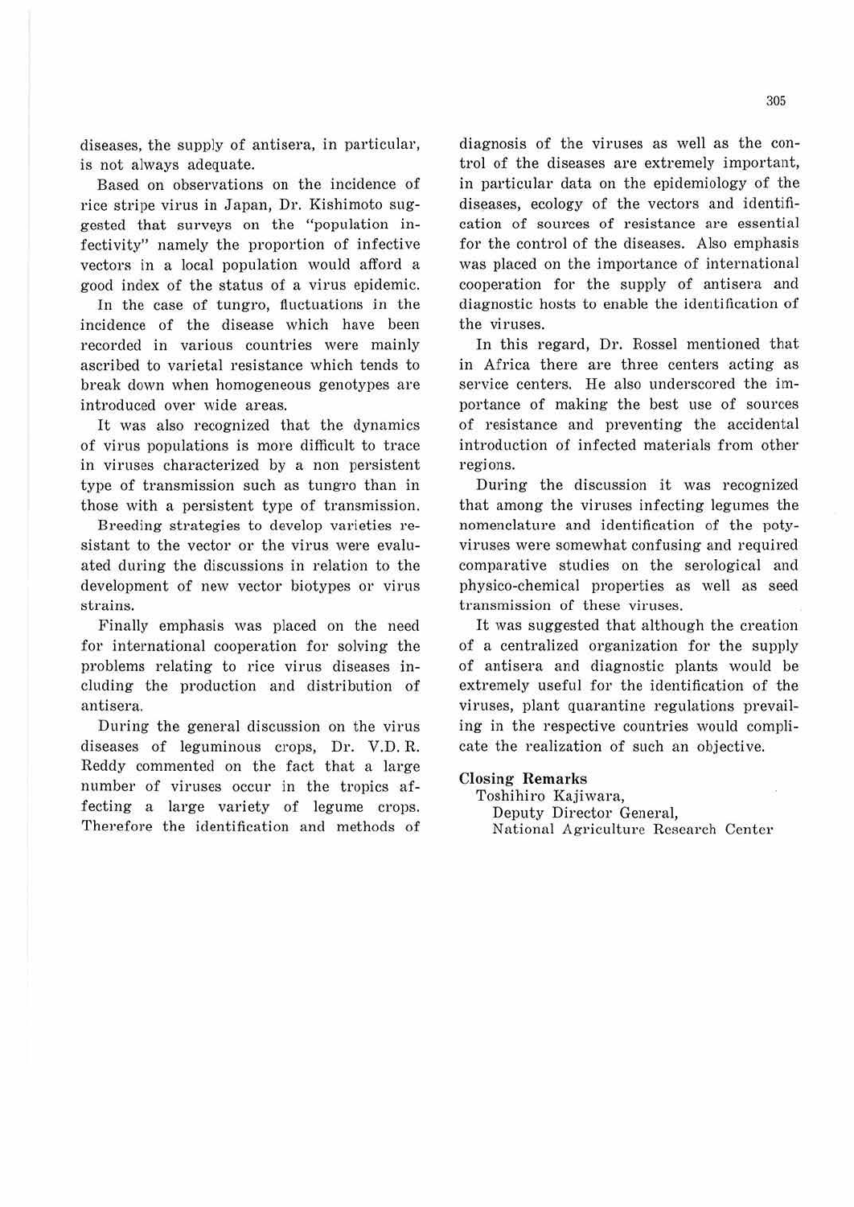diseases, the supply of antisera, in particular, is not always adequate.

Based on observations on the incidence of rice stripe virus in Japan, Dr. Kishimoto suggested that surveys on the "population infectivity" namely the proportion of infective vectors in a local population would afford a good index of the status of a virus epidemic.

In the case of tungro, fluctuations in the incidence of the disease which have been recorded in various countries were mainly ascribed to varietal resistance which tends to break down when homogeneous genotypes are introduced over wide areas.

It was also recognized that the dynamics of virus populations is more difficult to trace in viruses characterized by a non persistent type of transmission such as tungro than in those with a persistent type of transmission.

Breeding strategies to develop varieties resistant to the vector or the virus were evaluated during the discussions in relation to the development of new vector biotypes or virus strains.

Finally emphasis was placed on the need for international cooperation for solving the problems relating to rice virus diseases including the production and distribution of antisera.

During the general discussion on the virus diseases of leguminous crops, Dr. V.D. R. Reddy commented on the fact that a large number of viruses occur in the tropics affecting a large variety of legume crops. Therefore the identification and methods of diagnosis of the viruses as well as the control of the diseases are extremely important, in particular data on the epidemiology of the diseases, ecology of the vectors and identification of sources of resistance are essential for the control of the diseases. Also emphasis was placed on the importance of international cooperation for the supply of antisera and diagnostic hosts to enable the identification of the viruses.

In this regard, Dr. Rossel mentioned that in Africa there are three centers acting as service centers. He also underscored the importance of making the best use of sources of resistance and preventing the accidental introduction of infected materials from other regions.

During the discussion it was recognized that among the viruses infecting legumes the nomenclature and identification of the potyviruses were somewhat confusing and required comparative studies on the serological and physico-chemical properties as well as seed transmission of these viruses.

It was suggested that although the creation of a centralized organization for the supply of antisera and diagnostic plants would be extremely useful for the identification of the viruses, plant quarantine regulations prevailing in the respective countries would complicate the realization of such an objective.

**Closing Remarks**

Toshihiro Kajiwara,
Deputy Director General,
National Agriculture Research Center